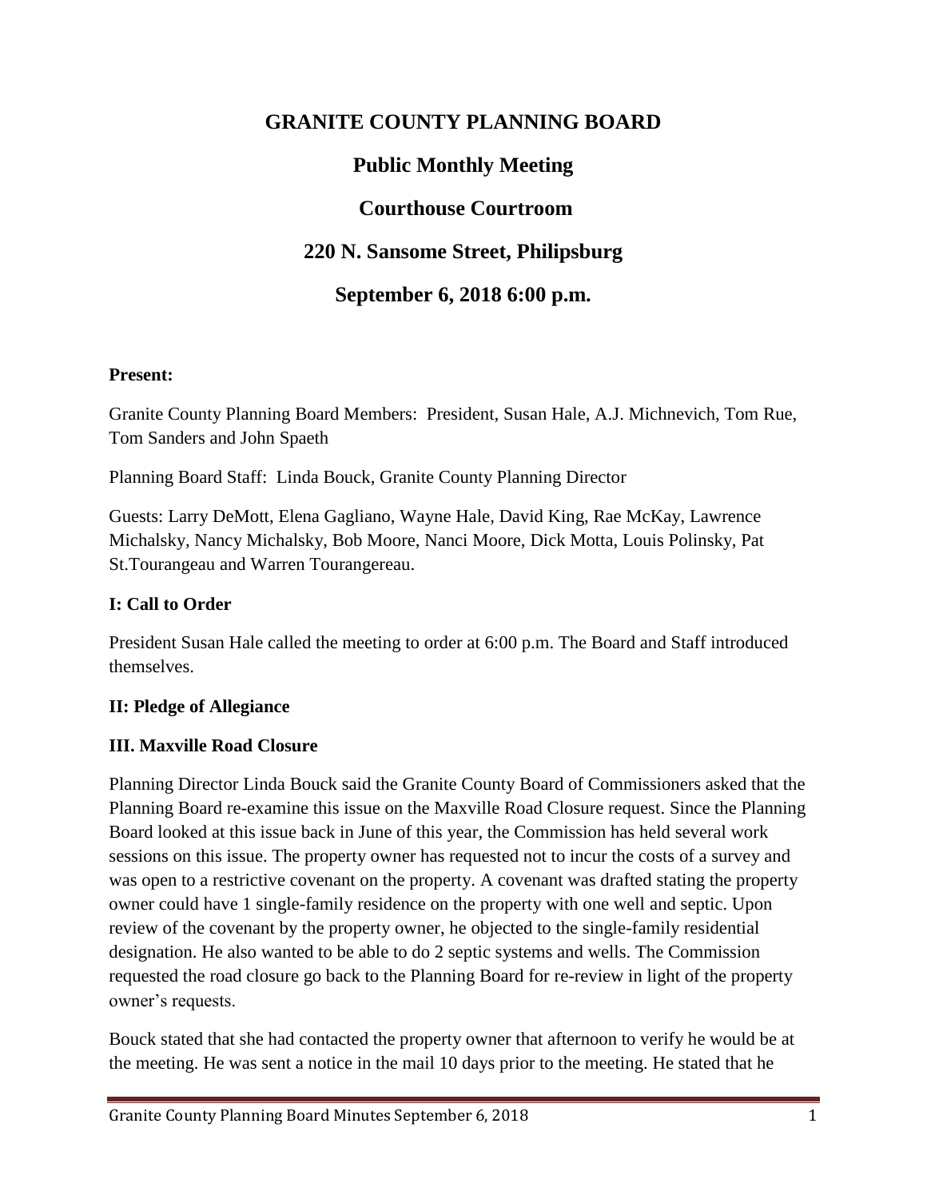# GRANITE COUNTY PLANNING BOARD

## Public Monthly Meeting

## Courthouse Courtroom

## 220 N. Sansome Street, Philipsburg

## September 6, 2018 6:00 p.m.

**Present:**

Granite County Planning Board Members: President, Susan Hale, A.J. Michnevich, Tom Rue, Tom Sanders and John Spaeth

Planning Board Staff: Linda Bouck, Granite County Planning Director

Guests: Larry DeMott, Elena Gagliano, Wayne Hale, David King, Rae McKay, Lawrence Michalsky, Nancy Michalsky, Bob Moore, Nanci Moore, Dick Motta, Louis Polinsky, Pat St.Tourangeau and Warren Tourangereau.

**I: Call to Order**

President Susan Hale called the meeting to order at 6:00 p.m. The Board and Staff introduced themselves.

**II: Pledge of Allegiance**

**III. Maxville Road Closure**

Planning Director Linda Bouck said the Granite County Board of Commissioners asked that the Planning Board re-examine this issue on the Maxville Road Closure request. Since the Planning Board looked at this issue back in June of this year, the Commission has held several work sessions on this issue. The property owner has requested not to incur the costs of a survey and was open to a restrictive covenant on the property. A covenant was drafted stating the property owner could have 1 single-family residence on the property with one well and septic. Upon review of the covenant by the property owner, he objected to the single-family residential designation. He also wanted to be able to do 2 septic systems and wells. The Commission requested the road closure go back to the Planning Board for re-review in light of the property owner's requests.

Bouck stated that she had contacted the property owner that afternoon to verify he would be at the meeting. He was sent a notice in the mail 10 days prior to the meeting. He stated that he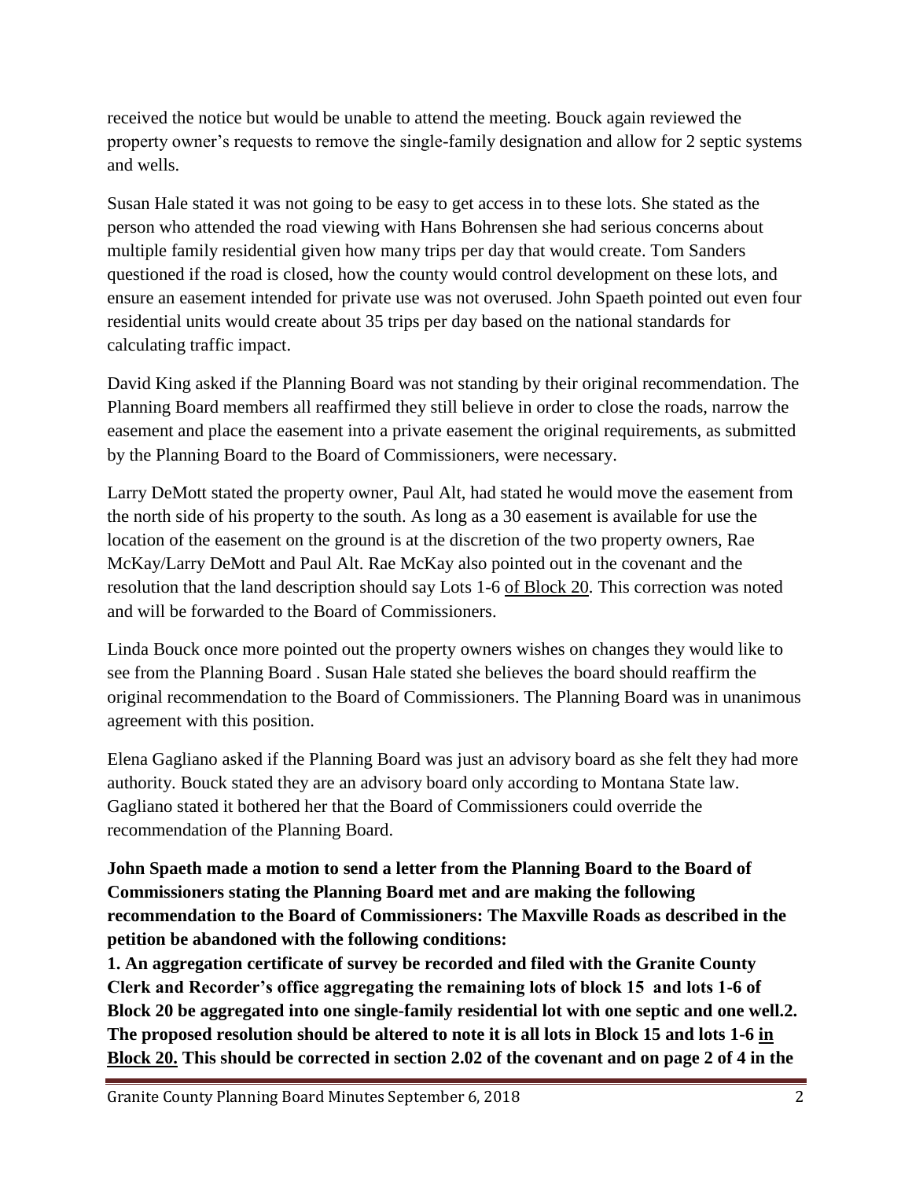received the notice but would be unable to attend the meeting. Bouck again reviewed the property owner's requests to remove the single-family designation and allow for 2 septic systems and wells.

Susan Hale stated it was not going to be easy to get access in to these lots. She stated as the person who attended the road viewing with Hans Bohrensen she had serious concerns about multiple family residential given how many trips per day that would create. Tom Sanders questioned if the road is closed, how the county would control development on these lots, and ensure an easement intended for private use was not overused. John Spaeth pointed out even four residential units would create about 35 trips per day based on the national standards for calculating traffic impact.

David King asked if the Planning Board was not standing by their original recommendation. The Planning Board members all reaffirmed they still believe in order to close the roads, narrow the easement and place the easement into a private easement the original requirements, as submitted by the Planning Board to the Board of Commissioners, were necessary.

Larry DeMott stated the property owner, Paul Alt, had stated he would move the easement from the north side of his property to the south. As long as a 30 easement is available for use the location of the easement on the ground is at the discretion of the two property owners, Rae McKay/Larry DeMott and Paul Alt. Rae McKay also pointed out in the covenant and the resolution that the land description should say Lots 1-6 <u>of Block 20</u>. This correction was noted and will be forwarded to the Board of Commissioners.

Linda Bouck once more pointed out the property owners wishes on changes they would like to see from the Planning Board . Susan Hale stated she believes the board should reaffirm the original recommendation to the Board of Commissioners. The Planning Board was in unanimous agreement with this position.

Elena Gagliano asked if the Planning Board was just an advisory board as she felt they had more authority. Bouck stated they are an advisory board only according to Montana State law. Gagliano stated it bothered her that the Board of Commissioners could override the recommendation of the Planning Board.

**John Spaeth made a motion to send a letter from the Planning Board to the Board of Commissioners stating the Planning Board met and are making the following recommendation to the Board of Commissioners: The Maxville Roads as described in the petition be abandoned with the following conditions:**

**1. An aggregation certificate of survey be recorded and filed with the Granite County Clerk and Recorder's office aggregating the remaining lots of block 15 and lots 1-6 of Block 20 be aggregated into one single-family residential lot with one septic and one well.2. The proposed resolution should be altered to note it is all lots in Block 15 and lots 1-6 <u>in Block 20.</u> This should be corrected in section 2.02 of the covenant and on page 2 of 4 in the**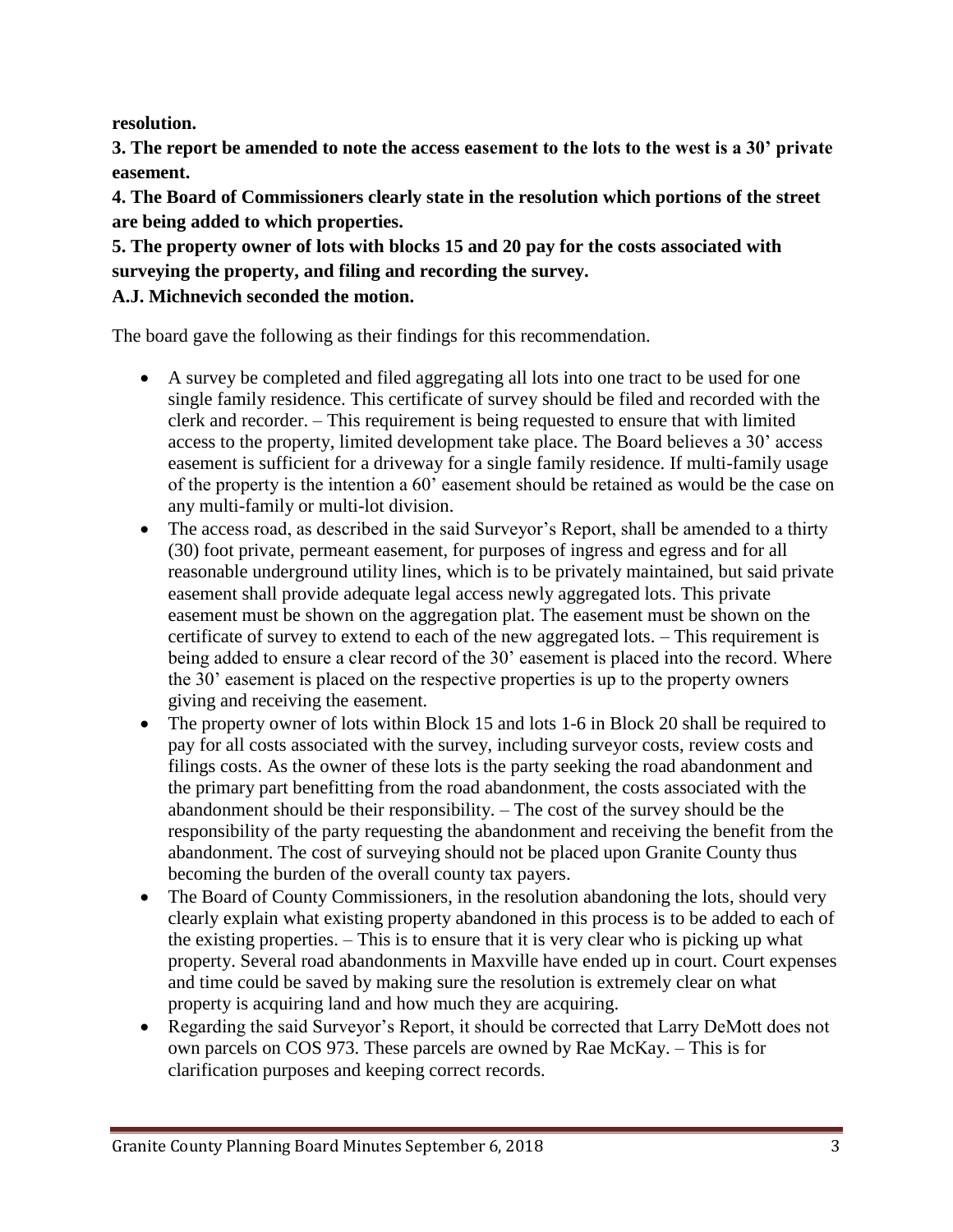**resolution.**

**3. The report be amended to note the access easement to the lots to the west is a 30' private easement.**

**4. The Board of Commissioners clearly state in the resolution which portions of the street are being added to which properties.**

**5. The property owner of lots with blocks 15 and 20 pay for the costs associated with surveying the property, and filing and recording the survey.**

**A.J. Michnevich seconded the motion.**

The board gave the following as their findings for this recommendation.

- A survey be completed and filed aggregating all lots into one tract to be used for one single family residence. This certificate of survey should be filed and recorded with the clerk and recorder. – This requirement is being requested to ensure that with limited access to the property, limited development take place. The Board believes a 30' access easement is sufficient for a driveway for a single family residence. If multi-family usage of the property is the intention a 60' easement should be retained as would be the case on any multi-family or multi-lot division.
- The access road, as described in the said Surveyor's Report, shall be amended to a thirty (30) foot private, permeant easement, for purposes of ingress and egress and for all reasonable underground utility lines, which is to be privately maintained, but said private easement shall provide adequate legal access newly aggregated lots. This private easement must be shown on the aggregation plat. The easement must be shown on the certificate of survey to extend to each of the new aggregated lots. – This requirement is being added to ensure a clear record of the 30' easement is placed into the record. Where the 30' easement is placed on the respective properties is up to the property owners giving and receiving the easement.
- The property owner of lots within Block 15 and lots 1-6 in Block 20 shall be required to pay for all costs associated with the survey, including surveyor costs, review costs and filings costs. As the owner of these lots is the party seeking the road abandonment and the primary part benefitting from the road abandonment, the costs associated with the abandonment should be their responsibility. – The cost of the survey should be the responsibility of the party requesting the abandonment and receiving the benefit from the abandonment. The cost of surveying should not be placed upon Granite County thus becoming the burden of the overall county tax payers.
- The Board of County Commissioners, in the resolution abandoning the lots, should very clearly explain what existing property abandoned in this process is to be added to each of the existing properties. – This is to ensure that it is very clear who is picking up what property. Several road abandonments in Maxville have ended up in court. Court expenses and time could be saved by making sure the resolution is extremely clear on what property is acquiring land and how much they are acquiring.
- Regarding the said Surveyor's Report, it should be corrected that Larry DeMott does not own parcels on COS 973. These parcels are owned by Rae McKay. – This is for clarification purposes and keeping correct records.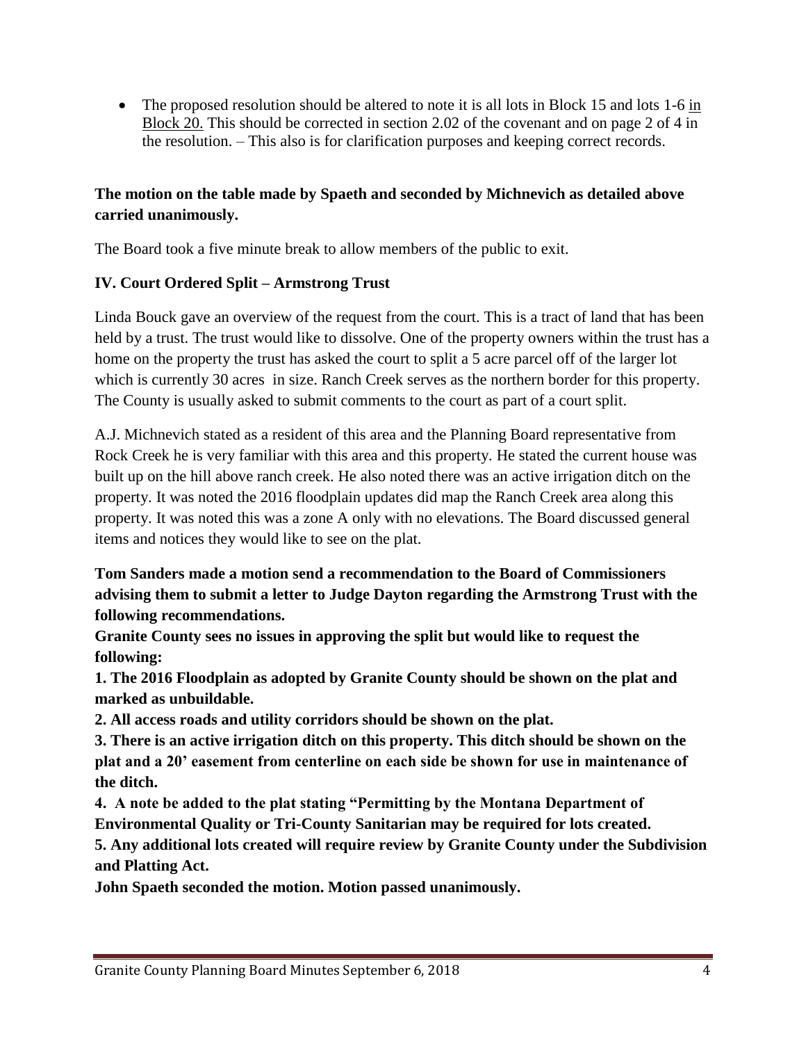- The proposed resolution should be altered to note it is all lots in Block 15 and lots 1-6 <u>in Block 20.</u> This should be corrected in section 2.02 of the covenant and on page 2 of 4 in the resolution. – This also is for clarification purposes and keeping correct records.

**The motion on the table made by Spaeth and seconded by Michnevich as detailed above carried unanimously.**

The Board took a five minute break to allow members of the public to exit.

**IV. Court Ordered Split – Armstrong Trust**

Linda Bouck gave an overview of the request from the court. This is a tract of land that has been held by a trust. The trust would like to dissolve. One of the property owners within the trust has a home on the property the trust has asked the court to split a 5 acre parcel off of the larger lot which is currently 30 acres in size. Ranch Creek serves as the northern border for this property. The County is usually asked to submit comments to the court as part of a court split.

A.J. Michnevich stated as a resident of this area and the Planning Board representative from Rock Creek he is very familiar with this area and this property. He stated the current house was built up on the hill above ranch creek. He also noted there was an active irrigation ditch on the property. It was noted the 2016 floodplain updates did map the Ranch Creek area along this property. It was noted this was a zone A only with no elevations. The Board discussed general items and notices they would like to see on the plat.

**Tom Sanders made a motion send a recommendation to the Board of Commissioners advising them to submit a letter to Judge Dayton regarding the Armstrong Trust with the following recommendations.**

**Granite County sees no issues in approving the split but would like to request the following:**

**1. The 2016 Floodplain as adopted by Granite County should be shown on the plat and marked as unbuildable.**

**2. All access roads and utility corridors should be shown on the plat.**

**3. There is an active irrigation ditch on this property. This ditch should be shown on the plat and a 20' easement from centerline on each side be shown for use in maintenance of the ditch.**

**4. A note be added to the plat stating "Permitting by the Montana Department of Environmental Quality or Tri-County Sanitarian may be required for lots created.**

**5. Any additional lots created will require review by Granite County under the Subdivision and Platting Act.**

**John Spaeth seconded the motion. Motion passed unanimously.**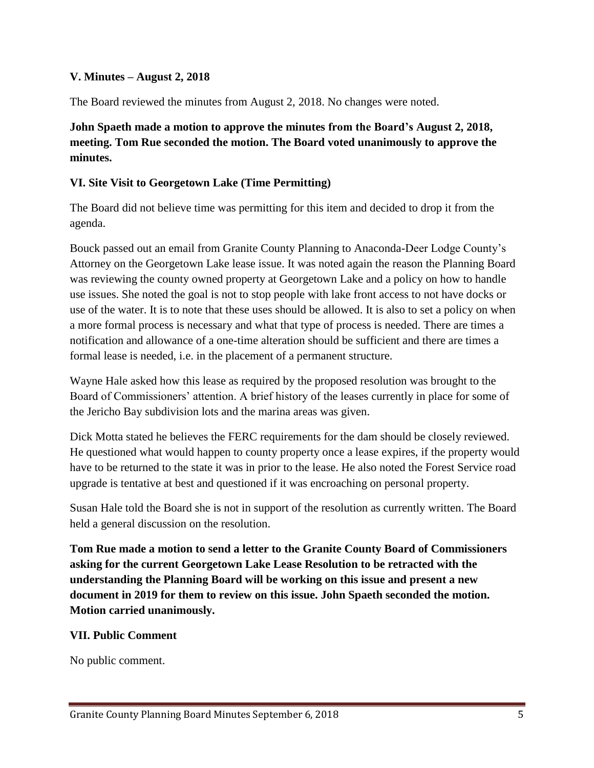### V. Minutes – August 2, 2018

The Board reviewed the minutes from August 2, 2018. No changes were noted.

**John Spaeth made a motion to approve the minutes from the Board's August 2, 2018, meeting. Tom Rue seconded the motion. The Board voted unanimously to approve the minutes.**

### VI. Site Visit to Georgetown Lake (Time Permitting)

The Board did not believe time was permitting for this item and decided to drop it from the agenda.

Bouck passed out an email from Granite County Planning to Anaconda-Deer Lodge County's Attorney on the Georgetown Lake lease issue. It was noted again the reason the Planning Board was reviewing the county owned property at Georgetown Lake and a policy on how to handle use issues. She noted the goal is not to stop people with lake front access to not have docks or use of the water. It is to note that these uses should be allowed. It is also to set a policy on when a more formal process is necessary and what that type of process is needed. There are times a notification and allowance of a one-time alteration should be sufficient and there are times a formal lease is needed, i.e. in the placement of a permanent structure.

Wayne Hale asked how this lease as required by the proposed resolution was brought to the Board of Commissioners' attention. A brief history of the leases currently in place for some of the Jericho Bay subdivision lots and the marina areas was given.

Dick Motta stated he believes the FERC requirements for the dam should be closely reviewed. He questioned what would happen to county property once a lease expires, if the property would have to be returned to the state it was in prior to the lease. He also noted the Forest Service road upgrade is tentative at best and questioned if it was encroaching on personal property.

Susan Hale told the Board she is not in support of the resolution as currently written. The Board held a general discussion on the resolution.

**Tom Rue made a motion to send a letter to the Granite County Board of Commissioners asking for the current Georgetown Lake Lease Resolution to be retracted with the understanding the Planning Board will be working on this issue and present a new document in 2019 for them to review on this issue. John Spaeth seconded the motion. Motion carried unanimously.**

### VII. Public Comment

No public comment.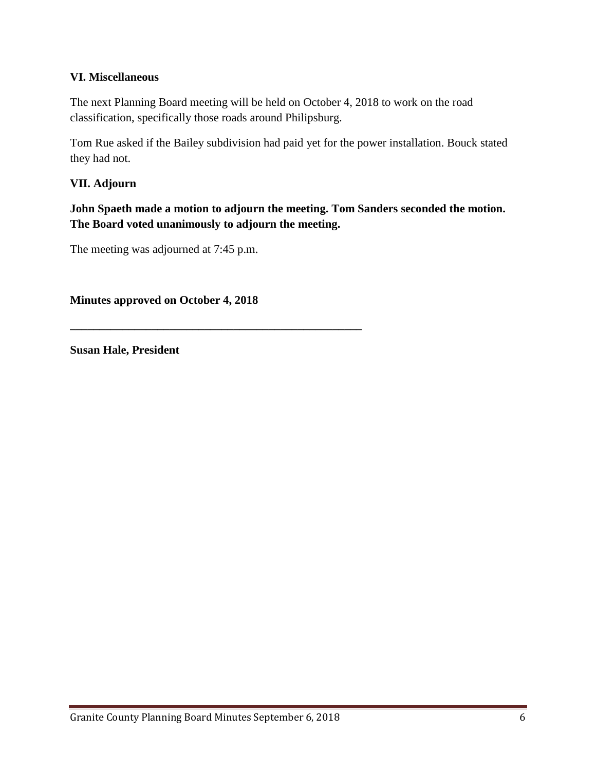## VI. Miscellaneous

The next Planning Board meeting will be held on October 4, 2018 to work on the road classification, specifically those roads around Philipsburg.

Tom Rue asked if the Bailey subdivision had paid yet for the power installation. Bouck stated they had not.

## VII. Adjourn

**John Spaeth made a motion to adjourn the meeting. Tom Sanders seconded the motion. The Board voted unanimously to adjourn the meeting.**

The meeting was adjourned at 7:45 p.m.

**Minutes approved on October 4, 2018**

**\_\_\_\_\_\_\_\_\_\_\_\_\_\_\_\_\_\_\_\_\_\_\_\_\_\_\_\_\_\_\_\_\_\_\_\_\_\_\_\_\_\_\_\_\_\_\_\_\_\_**

**Susan Hale, President**